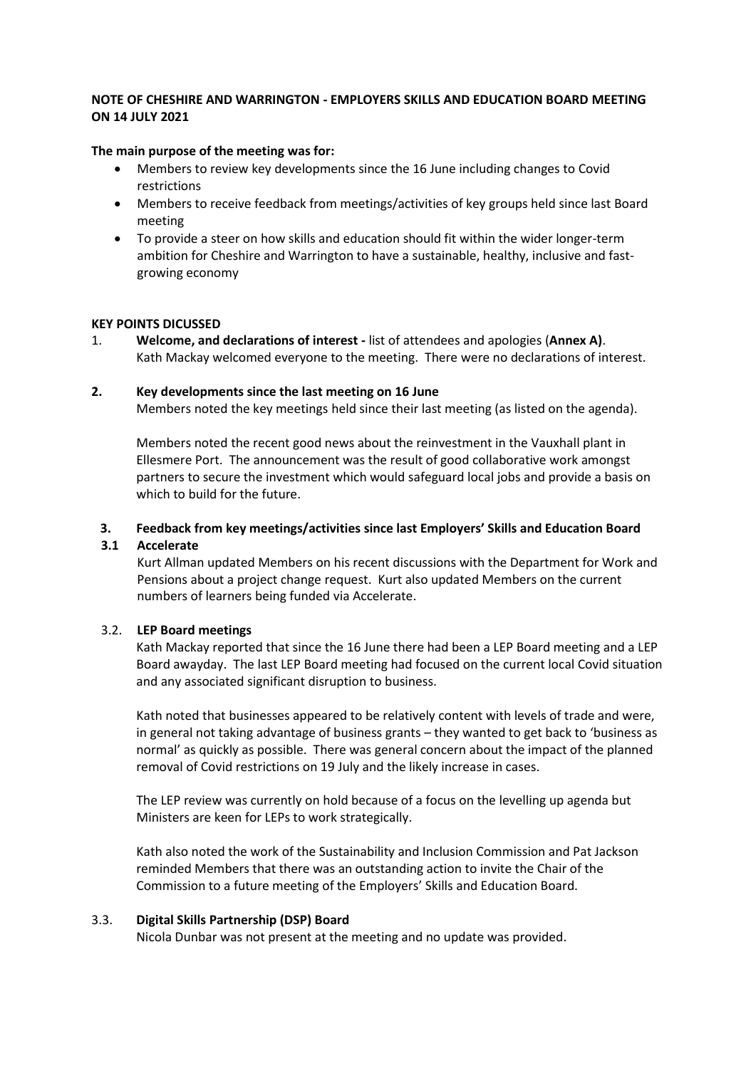**NOTE OF CHESHIRE AND WARRINGTON - EMPLOYERS SKILLS AND EDUCATION BOARD MEETING ON 14 JULY 2021**

**The main purpose of the meeting was for:**

- Members to review key developments since the 16 June including changes to Covid restrictions
- Members to receive feedback from meetings/activities of key groups held since last Board meeting
- To provide a steer on how skills and education should fit within the wider longer-term ambition for Cheshire and Warrington to have a sustainable, healthy, inclusive and fast-growing economy

**KEY POINTS DICUSSED**

1. **Welcome, and declarations of interest -** list of attendees and apologies (**Annex A)**. Kath Mackay welcomed everyone to the meeting. There were no declarations of interest.

**2. Key developments since the last meeting on 16 June**

Members noted the key meetings held since their last meeting (as listed on the agenda).

Members noted the recent good news about the reinvestment in the Vauxhall plant in Ellesmere Port. The announcement was the result of good collaborative work amongst partners to secure the investment which would safeguard local jobs and provide a basis on which to build for the future.

**3. Feedback from key meetings/activities since last Employers' Skills and Education Board**

**3.1 Accelerate**

Kurt Allman updated Members on his recent discussions with the Department for Work and Pensions about a project change request. Kurt also updated Members on the current numbers of learners being funded via Accelerate.

3.2. **LEP Board meetings**

Kath Mackay reported that since the 16 June there had been a LEP Board meeting and a LEP Board awayday. The last LEP Board meeting had focused on the current local Covid situation and any associated significant disruption to business.

Kath noted that businesses appeared to be relatively content with levels of trade and were, in general not taking advantage of business grants – they wanted to get back to 'business as normal' as quickly as possible. There was general concern about the impact of the planned removal of Covid restrictions on 19 July and the likely increase in cases.

The LEP review was currently on hold because of a focus on the levelling up agenda but Ministers are keen for LEPs to work strategically.

Kath also noted the work of the Sustainability and Inclusion Commission and Pat Jackson reminded Members that there was an outstanding action to invite the Chair of the Commission to a future meeting of the Employers' Skills and Education Board.

3.3. **Digital Skills Partnership (DSP) Board**

Nicola Dunbar was not present at the meeting and no update was provided.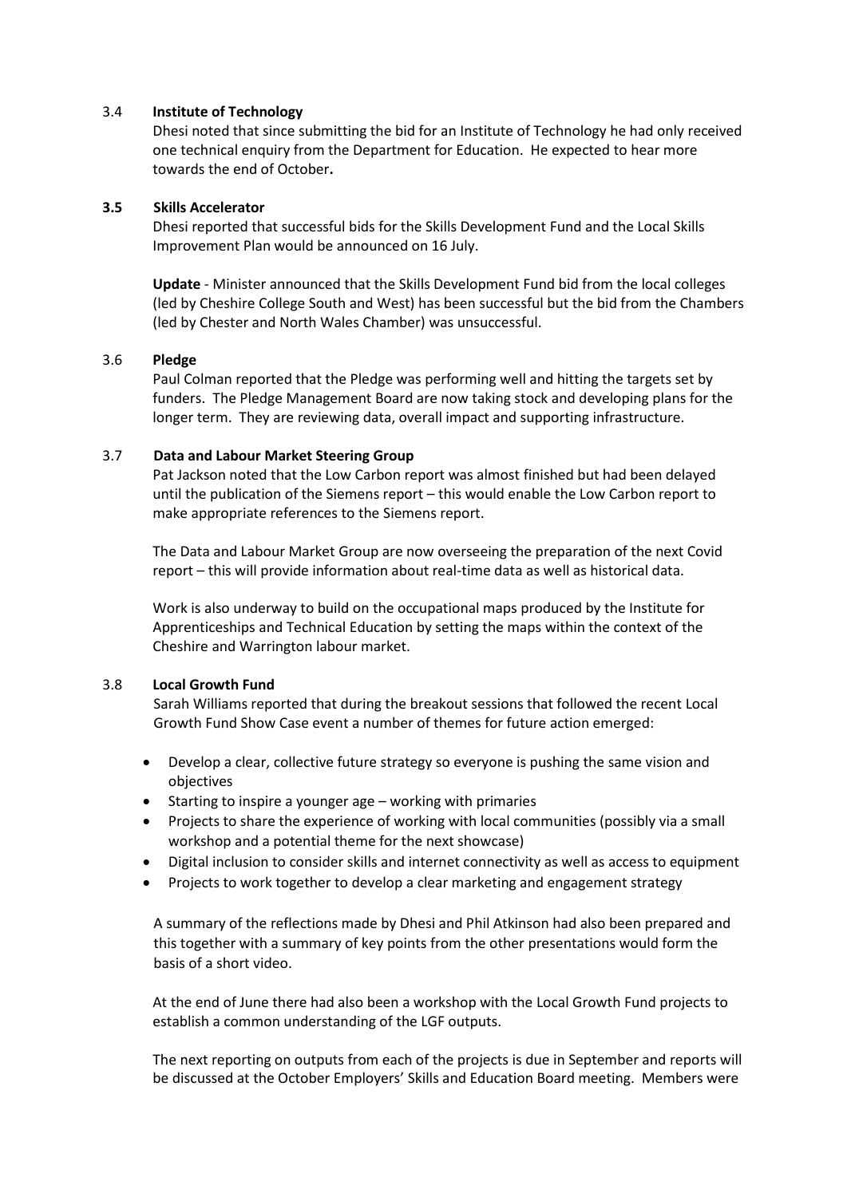### 3.4 **Institute of Technology**

Dhesi noted that since submitting the bid for an Institute of Technology he had only received one technical enquiry from the Department for Education. He expected to hear more towards the end of October**.**

### **3.5 Skills Accelerator**

Dhesi reported that successful bids for the Skills Development Fund and the Local Skills Improvement Plan would be announced on 16 July.

**Update** - Minister announced that the Skills Development Fund bid from the local colleges (led by Cheshire College South and West) has been successful but the bid from the Chambers (led by Chester and North Wales Chamber) was unsuccessful.

### 3.6 **Pledge**

Paul Colman reported that the Pledge was performing well and hitting the targets set by funders. The Pledge Management Board are now taking stock and developing plans for the longer term. They are reviewing data, overall impact and supporting infrastructure.

### 3.7 **Data and Labour Market Steering Group**

Pat Jackson noted that the Low Carbon report was almost finished but had been delayed until the publication of the Siemens report – this would enable the Low Carbon report to make appropriate references to the Siemens report.

The Data and Labour Market Group are now overseeing the preparation of the next Covid report – this will provide information about real-time data as well as historical data.

Work is also underway to build on the occupational maps produced by the Institute for Apprenticeships and Technical Education by setting the maps within the context of the Cheshire and Warrington labour market.

### 3.8 **Local Growth Fund**

Sarah Williams reported that during the breakout sessions that followed the recent Local Growth Fund Show Case event a number of themes for future action emerged:

- Develop a clear, collective future strategy so everyone is pushing the same vision and objectives
- Starting to inspire a younger age – working with primaries
- Projects to share the experience of working with local communities (possibly via a small workshop and a potential theme for the next showcase)
- Digital inclusion to consider skills and internet connectivity as well as access to equipment
- Projects to work together to develop a clear marketing and engagement strategy

A summary of the reflections made by Dhesi and Phil Atkinson had also been prepared and this together with a summary of key points from the other presentations would form the basis of a short video.

At the end of June there had also been a workshop with the Local Growth Fund projects to establish a common understanding of the LGF outputs.

The next reporting on outputs from each of the projects is due in September and reports will be discussed at the October Employers' Skills and Education Board meeting. Members were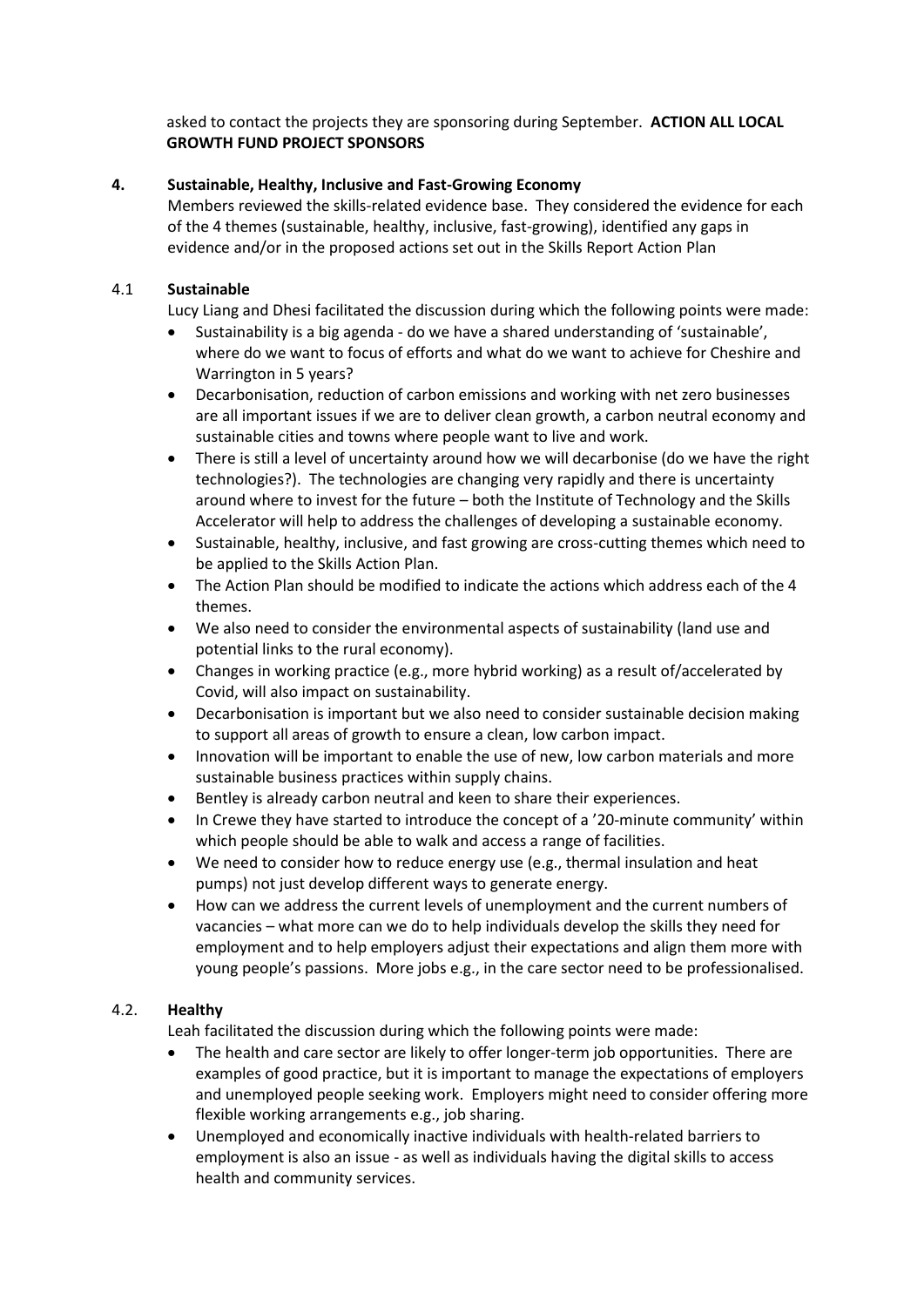asked to contact the projects they are sponsoring during September. **ACTION ALL LOCAL GROWTH FUND PROJECT SPONSORS**

## 4. Sustainable, Healthy, Inclusive and Fast-Growing Economy

Members reviewed the skills-related evidence base. They considered the evidence for each of the 4 themes (sustainable, healthy, inclusive, fast-growing), identified any gaps in evidence and/or in the proposed actions set out in the Skills Report Action Plan

### 4.1 Sustainable

Lucy Liang and Dhesi facilitated the discussion during which the following points were made:

- Sustainability is a big agenda - do we have a shared understanding of 'sustainable', where do we want to focus of efforts and what do we want to achieve for Cheshire and Warrington in 5 years?
- Decarbonisation, reduction of carbon emissions and working with net zero businesses are all important issues if we are to deliver clean growth, a carbon neutral economy and sustainable cities and towns where people want to live and work.
- There is still a level of uncertainty around how we will decarbonise (do we have the right technologies?). The technologies are changing very rapidly and there is uncertainty around where to invest for the future – both the Institute of Technology and the Skills Accelerator will help to address the challenges of developing a sustainable economy.
- Sustainable, healthy, inclusive, and fast growing are cross-cutting themes which need to be applied to the Skills Action Plan.
- The Action Plan should be modified to indicate the actions which address each of the 4 themes.
- We also need to consider the environmental aspects of sustainability (land use and potential links to the rural economy).
- Changes in working practice (e.g., more hybrid working) as a result of/accelerated by Covid, will also impact on sustainability.
- Decarbonisation is important but we also need to consider sustainable decision making to support all areas of growth to ensure a clean, low carbon impact.
- Innovation will be important to enable the use of new, low carbon materials and more sustainable business practices within supply chains.
- Bentley is already carbon neutral and keen to share their experiences.
- In Crewe they have started to introduce the concept of a '20-minute community' within which people should be able to walk and access a range of facilities.
- We need to consider how to reduce energy use (e.g., thermal insulation and heat pumps) not just develop different ways to generate energy.
- How can we address the current levels of unemployment and the current numbers of vacancies – what more can we do to help individuals develop the skills they need for employment and to help employers adjust their expectations and align them more with young people's passions. More jobs e.g., in the care sector need to be professionalised.

### 4.2. Healthy

Leah facilitated the discussion during which the following points were made:

- The health and care sector are likely to offer longer-term job opportunities. There are examples of good practice, but it is important to manage the expectations of employers and unemployed people seeking work. Employers might need to consider offering more flexible working arrangements e.g., job sharing.
- Unemployed and economically inactive individuals with health-related barriers to employment is also an issue - as well as individuals having the digital skills to access health and community services.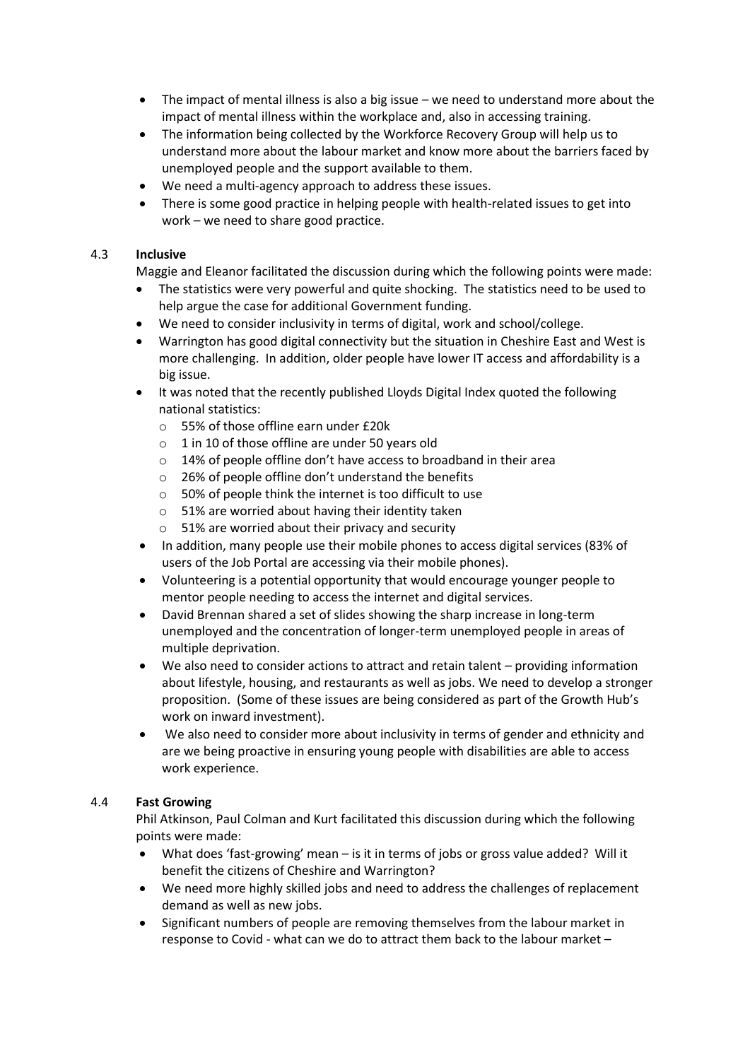- The impact of mental illness is also a big issue – we need to understand more about the impact of mental illness within the workplace and, also in accessing training.
- The information being collected by the Workforce Recovery Group will help us to understand more about the labour market and know more about the barriers faced by unemployed people and the support available to them.
- We need a multi-agency approach to address these issues.
- There is some good practice in helping people with health-related issues to get into work – we need to share good practice.

4.3 **Inclusive**

Maggie and Eleanor facilitated the discussion during which the following points were made:

- The statistics were very powerful and quite shocking. The statistics need to be used to help argue the case for additional Government funding.
- We need to consider inclusivity in terms of digital, work and school/college.
- Warrington has good digital connectivity but the situation in Cheshire East and West is more challenging. In addition, older people have lower IT access and affordability is a big issue.
- It was noted that the recently published Lloyds Digital Index quoted the following national statistics:
  - 55% of those offline earn under £20k
  - 1 in 10 of those offline are under 50 years old
  - 14% of people offline don't have access to broadband in their area
  - 26% of people offline don't understand the benefits
  - 50% of people think the internet is too difficult to use
  - 51% are worried about having their identity taken
  - 51% are worried about their privacy and security
- In addition, many people use their mobile phones to access digital services (83% of users of the Job Portal are accessing via their mobile phones).
- Volunteering is a potential opportunity that would encourage younger people to mentor people needing to access the internet and digital services.
- David Brennan shared a set of slides showing the sharp increase in long-term unemployed and the concentration of longer-term unemployed people in areas of multiple deprivation.
- We also need to consider actions to attract and retain talent – providing information about lifestyle, housing, and restaurants as well as jobs. We need to develop a stronger proposition. (Some of these issues are being considered as part of the Growth Hub's work on inward investment).
- We also need to consider more about inclusivity in terms of gender and ethnicity and are we being proactive in ensuring young people with disabilities are able to access work experience.

4.4 **Fast Growing**

Phil Atkinson, Paul Colman and Kurt facilitated this discussion during which the following points were made:

- What does 'fast-growing' mean – is it in terms of jobs or gross value added? Will it benefit the citizens of Cheshire and Warrington?
- We need more highly skilled jobs and need to address the challenges of replacement demand as well as new jobs.
- Significant numbers of people are removing themselves from the labour market in response to Covid - what can we do to attract them back to the labour market –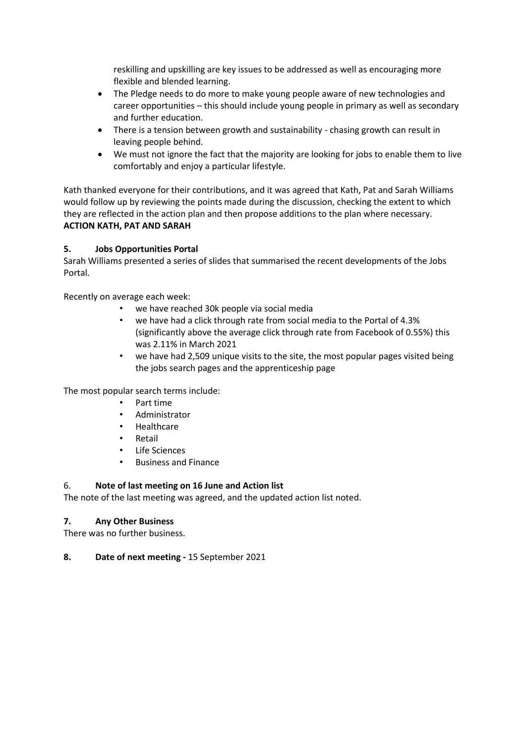reskilling and upskilling are key issues to be addressed as well as encouraging more flexible and blended learning.

- The Pledge needs to do more to make young people aware of new technologies and career opportunities – this should include young people in primary as well as secondary and further education.
- There is a tension between growth and sustainability - chasing growth can result in leaving people behind.
- We must not ignore the fact that the majority are looking for jobs to enable them to live comfortably and enjoy a particular lifestyle.

Kath thanked everyone for their contributions, and it was agreed that Kath, Pat and Sarah Williams would follow up by reviewing the points made during the discussion, checking the extent to which they are reflected in the action plan and then propose additions to the plan where necessary.
**ACTION KATH, PAT AND SARAH**

**5. Jobs Opportunities Portal**

Sarah Williams presented a series of slides that summarised the recent developments of the Jobs Portal.

Recently on average each week:

- we have reached 30k people via social media
- we have had a click through rate from social media to the Portal of 4.3% (significantly above the average click through rate from Facebook of 0.55%) this was 2.11% in March 2021
- we have had 2,509 unique visits to the site, the most popular pages visited being the jobs search pages and the apprenticeship page

The most popular search terms include:

- Part time
- Administrator
- Healthcare
- Retail
- Life Sciences
- Business and Finance

6. **Note of last meeting on 16 June and Action list**

The note of the last meeting was agreed, and the updated action list noted.

**7. Any Other Business**

There was no further business.

**8. Date of next meeting -** 15 September 2021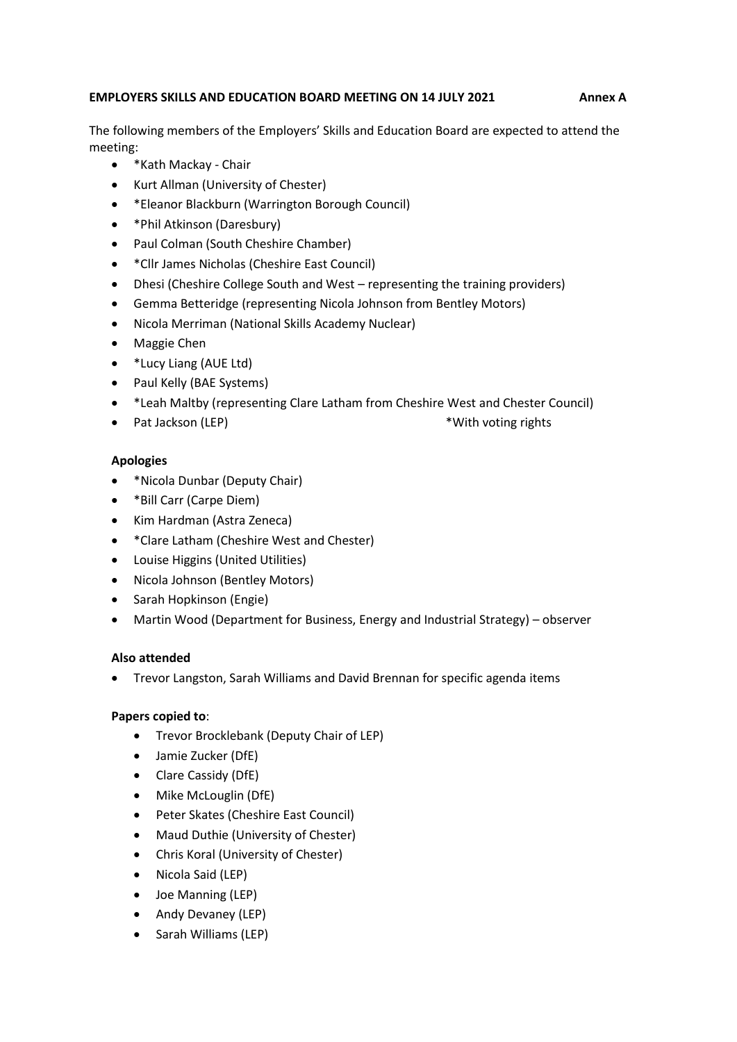**EMPLOYERS SKILLS AND EDUCATION BOARD MEETING ON 14 JULY 2021 Annex A**

The following members of the Employers' Skills and Education Board are expected to attend the meeting:

- *Kath Mackay - Chair
- Kurt Allman (University of Chester)
- *Eleanor Blackburn (Warrington Borough Council)
- *Phil Atkinson (Daresbury)
- Paul Colman (South Cheshire Chamber)
- *Cllr James Nicholas (Cheshire East Council)
- Dhesi (Cheshire College South and West – representing the training providers)
- Gemma Betteridge (representing Nicola Johnson from Bentley Motors)
- Nicola Merriman (National Skills Academy Nuclear)
- Maggie Chen
- *Lucy Liang (AUE Ltd)
- Paul Kelly (BAE Systems)
- *Leah Maltby (representing Clare Latham from Cheshire West and Chester Council)
- Pat Jackson (LEP)

*With voting rights

**Apologies**

- *Nicola Dunbar (Deputy Chair)
- *Bill Carr (Carpe Diem)
- Kim Hardman (Astra Zeneca)
- *Clare Latham (Cheshire West and Chester)
- Louise Higgins (United Utilities)
- Nicola Johnson (Bentley Motors)
- Sarah Hopkinson (Engie)
- Martin Wood (Department for Business, Energy and Industrial Strategy) – observer

**Also attended**

- Trevor Langston, Sarah Williams and David Brennan for specific agenda items

**Papers copied to**:

- Trevor Brocklebank (Deputy Chair of LEP)
- Jamie Zucker (DfE)
- Clare Cassidy (DfE)
- Mike McLouglin (DfE)
- Peter Skates (Cheshire East Council)
- Maud Duthie (University of Chester)
- Chris Koral (University of Chester)
- Nicola Said (LEP)
- Joe Manning (LEP)
- Andy Devaney (LEP)
- Sarah Williams (LEP)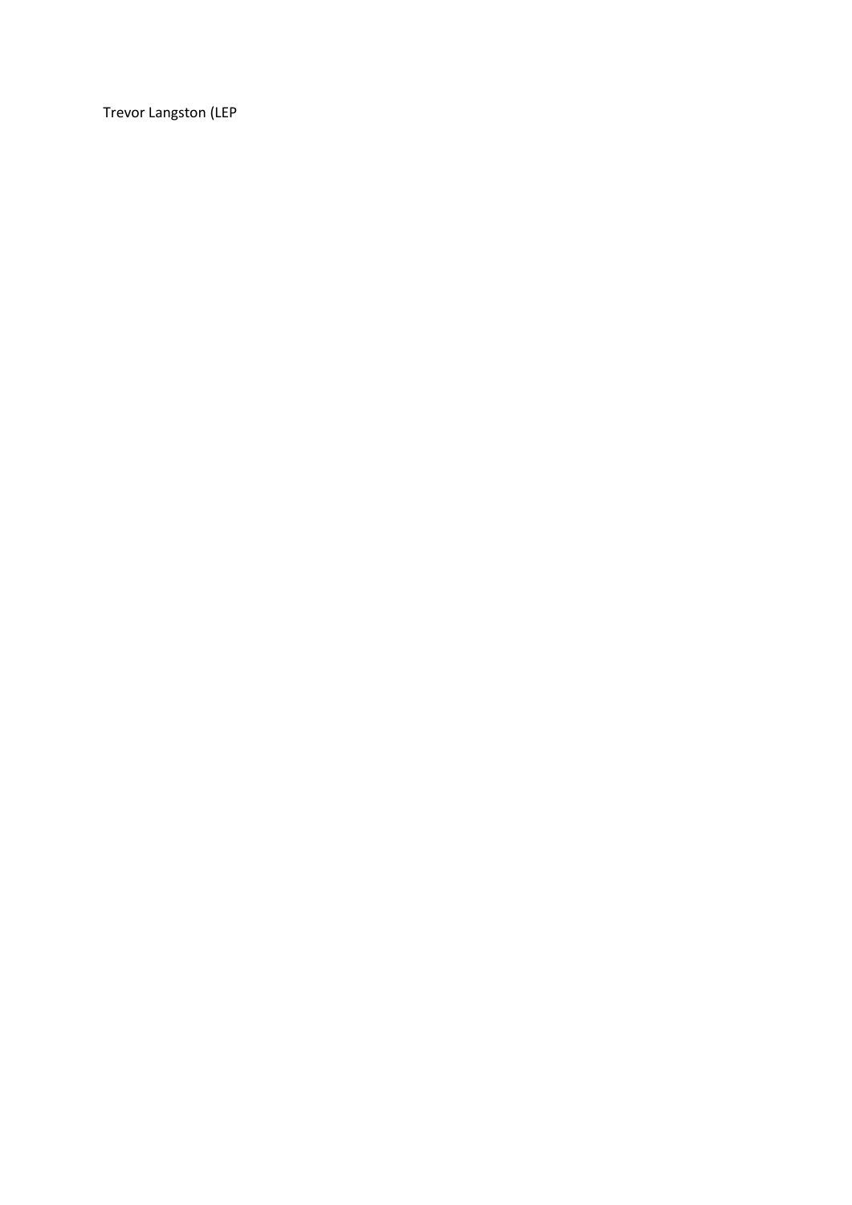Trevor Langston (LEP